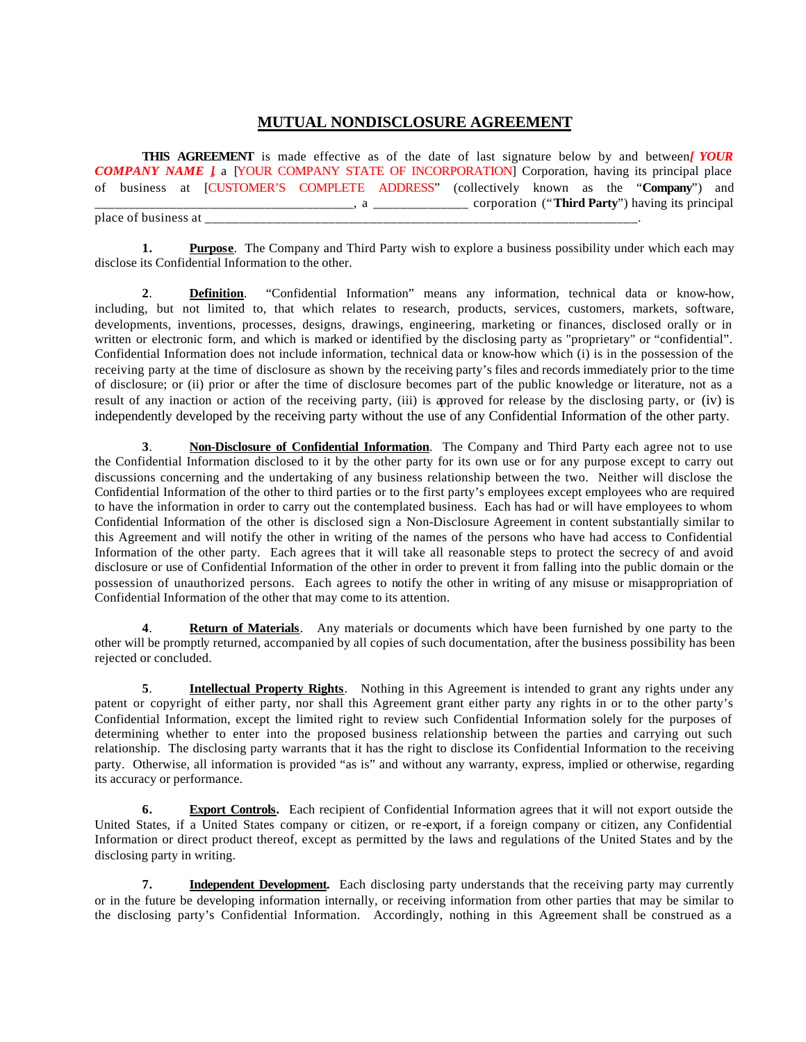# MUTUAL NONDISCLOSURE AGREEMENT

**THIS AGREEMENT** is made effective as of the date of last signature below by and between ***[ YOUR COMPANY NAME ]*** a [YOUR COMPANY STATE OF INCORPORATION] Corporation, having its principal place of business at [CUSTOMER'S COMPLETE ADDRESS" (collectively known as the "**Company**") and _______________________________________, a ______________ corporation ("**Third Party**") having its principal place of business at _________________________________________________________________.

**1.** **Purpose**. The Company and Third Party wish to explore a business possibility under which each may disclose its Confidential Information to the other.

**2**. **Definition**. "Confidential Information" means any information, technical data or know-how, including, but not limited to, that which relates to research, products, services, customers, markets, software, developments, inventions, processes, designs, drawings, engineering, marketing or finances, disclosed orally or in written or electronic form, and which is marked or identified by the disclosing party as "proprietary" or "confidential". Confidential Information does not include information, technical data or know-how which (i) is in the possession of the receiving party at the time of disclosure as shown by the receiving party's files and records immediately prior to the time of disclosure; or (ii) prior or after the time of disclosure becomes part of the public knowledge or literature, not as a result of any inaction or action of the receiving party, (iii) is approved for release by the disclosing party, or (iv) is independently developed by the receiving party without the use of any Confidential Information of the other party.

**3**. **Non-Disclosure of Confidential Information**. The Company and Third Party each agree not to use the Confidential Information disclosed to it by the other party for its own use or for any purpose except to carry out discussions concerning and the undertaking of any business relationship between the two. Neither will disclose the Confidential Information of the other to third parties or to the first party's employees except employees who are required to have the information in order to carry out the contemplated business. Each has had or will have employees to whom Confidential Information of the other is disclosed sign a Non-Disclosure Agreement in content substantially similar to this Agreement and will notify the other in writing of the names of the persons who have had access to Confidential Information of the other party. Each agrees that it will take all reasonable steps to protect the secrecy of and avoid disclosure or use of Confidential Information of the other in order to prevent it from falling into the public domain or the possession of unauthorized persons. Each agrees to notify the other in writing of any misuse or misappropriation of Confidential Information of the other that may come to its attention.

**4**. **Return of Materials**. Any materials or documents which have been furnished by one party to the other will be promptly returned, accompanied by all copies of such documentation, after the business possibility has been rejected or concluded.

**5**. **Intellectual Property Rights**. Nothing in this Agreement is intended to grant any rights under any patent or copyright of either party, nor shall this Agreement grant either party any rights in or to the other party's Confidential Information, except the limited right to review such Confidential Information solely for the purposes of determining whether to enter into the proposed business relationship between the parties and carrying out such relationship. The disclosing party warrants that it has the right to disclose its Confidential Information to the receiving party. Otherwise, all information is provided "as is" and without any warranty, express, implied or otherwise, regarding its accuracy or performance.

**6.** **Export Controls.** Each recipient of Confidential Information agrees that it will not export outside the United States, if a United States company or citizen, or re-export, if a foreign company or citizen, any Confidential Information or direct product thereof, except as permitted by the laws and regulations of the United States and by the disclosing party in writing.

**7.** **Independent Development.** Each disclosing party understands that the receiving party may currently or in the future be developing information internally, or receiving information from other parties that may be similar to the disclosing party's Confidential Information. Accordingly, nothing in this Agreement shall be construed as a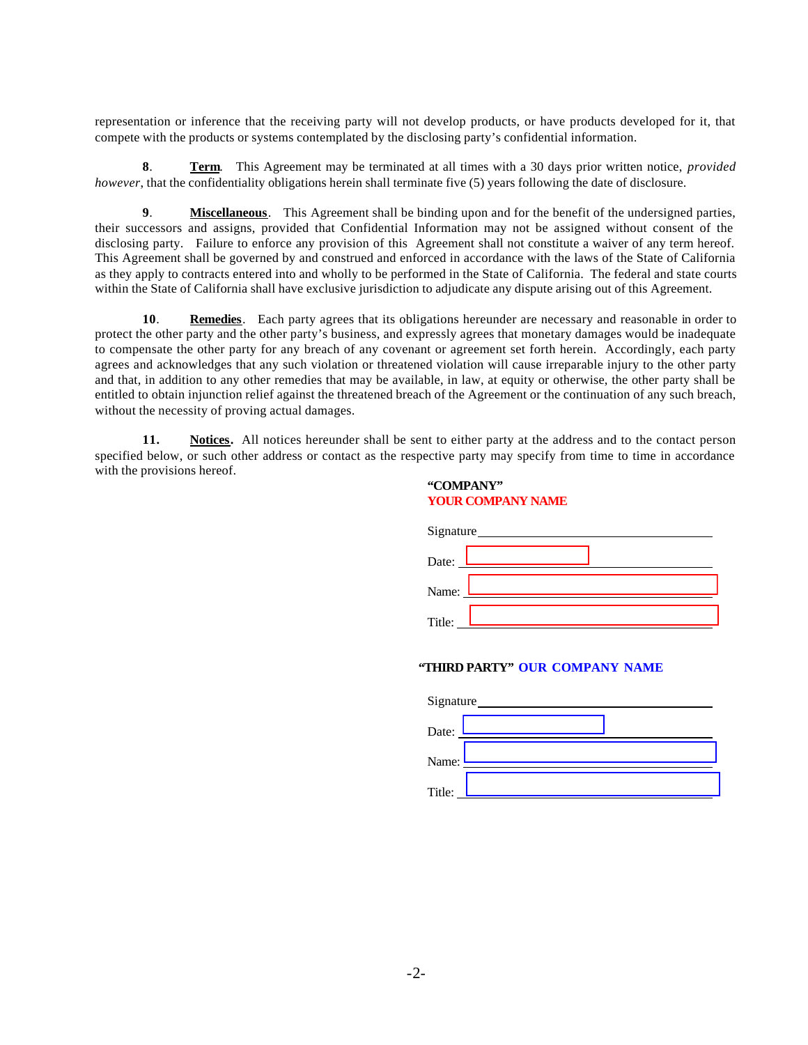representation or inference that the receiving party will not develop products, or have products developed for it, that compete with the products or systems contemplated by the disclosing party's confidential information.

**8**. **Term**. This Agreement may be terminated at all times with a 30 days prior written notice, *provided however*, that the confidentiality obligations herein shall terminate five (5) years following the date of disclosure.

**9**. **Miscellaneous**. This Agreement shall be binding upon and for the benefit of the undersigned parties, their successors and assigns, provided that Confidential Information may not be assigned without consent of the disclosing party. Failure to enforce any provision of this Agreement shall not constitute a waiver of any term hereof. This Agreement shall be governed by and construed and enforced in accordance with the laws of the State of California as they apply to contracts entered into and wholly to be performed in the State of California. The federal and state courts within the State of California shall have exclusive jurisdiction to adjudicate any dispute arising out of this Agreement.

**10**. **Remedies**. Each party agrees that its obligations hereunder are necessary and reasonable in order to protect the other party and the other party's business, and expressly agrees that monetary damages would be inadequate to compensate the other party for any breach of any covenant or agreement set forth herein. Accordingly, each party agrees and acknowledges that any such violation or threatened violation will cause irreparable injury to the other party and that, in addition to any other remedies that may be available, in law, at equity or otherwise, the other party shall be entitled to obtain injunction relief against the threatened breach of the Agreement or the continuation of any such breach, without the necessity of proving actual damages.

**11.** **Notices.** All notices hereunder shall be sent to either party at the address and to the contact person specified below, or such other address or contact as the respective party may specify from time to time in accordance with the provisions hereof.

**"COMPANY"**
**YOUR COMPANY NAME**

Signature\_\_\_\_\_\_\_\_\_\_\_\_\_\_\_\_\_\_\_\_\_\_\_\_\_\_\_\_\_\_

Date: \_\_\_\_\_\_\_\_\_\_\_\_\_\_\_\_\_\_\_\_\_\_\_\_\_\_\_\_\_\_

Name: \_\_\_\_\_\_\_\_\_\_\_\_\_\_\_\_\_\_\_\_\_\_\_\_\_\_\_\_\_\_

Title: \_\_\_\_\_\_\_\_\_\_\_\_\_\_\_\_\_\_\_\_\_\_\_\_\_\_\_\_\_\_

**"THIRD PARTY" OUR COMPANY NAME**

Signature\_\_\_\_\_\_\_\_\_\_\_\_\_\_\_\_\_\_\_\_\_\_\_\_\_\_\_\_\_\_

Date: \_\_\_\_\_\_\_\_\_\_\_\_\_\_\_\_\_\_\_\_\_\_\_\_\_\_\_\_\_\_

Name: \_\_\_\_\_\_\_\_\_\_\_\_\_\_\_\_\_\_\_\_\_\_\_\_\_\_\_\_\_\_

Title: \_\_\_\_\_\_\_\_\_\_\_\_\_\_\_\_\_\_\_\_\_\_\_\_\_\_\_\_\_\_